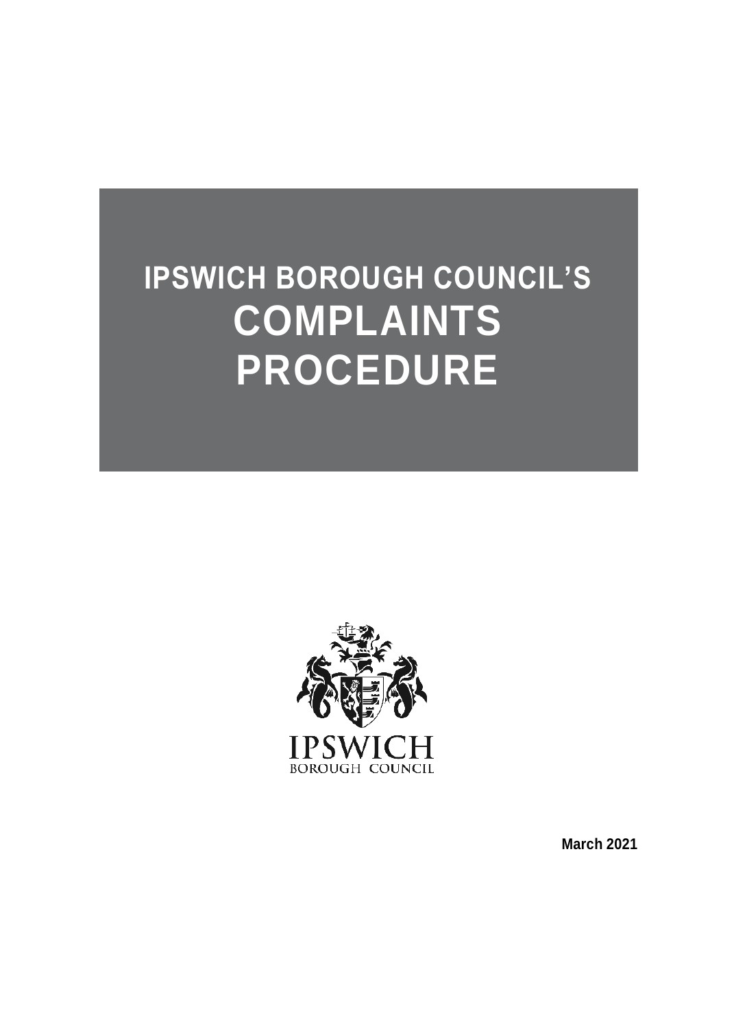# IPSWICH BOROUGH COUNCIL'S COMPLAINTS PROCEDURE

IPSWICH
BOROUGH COUNCIL

**March 2021**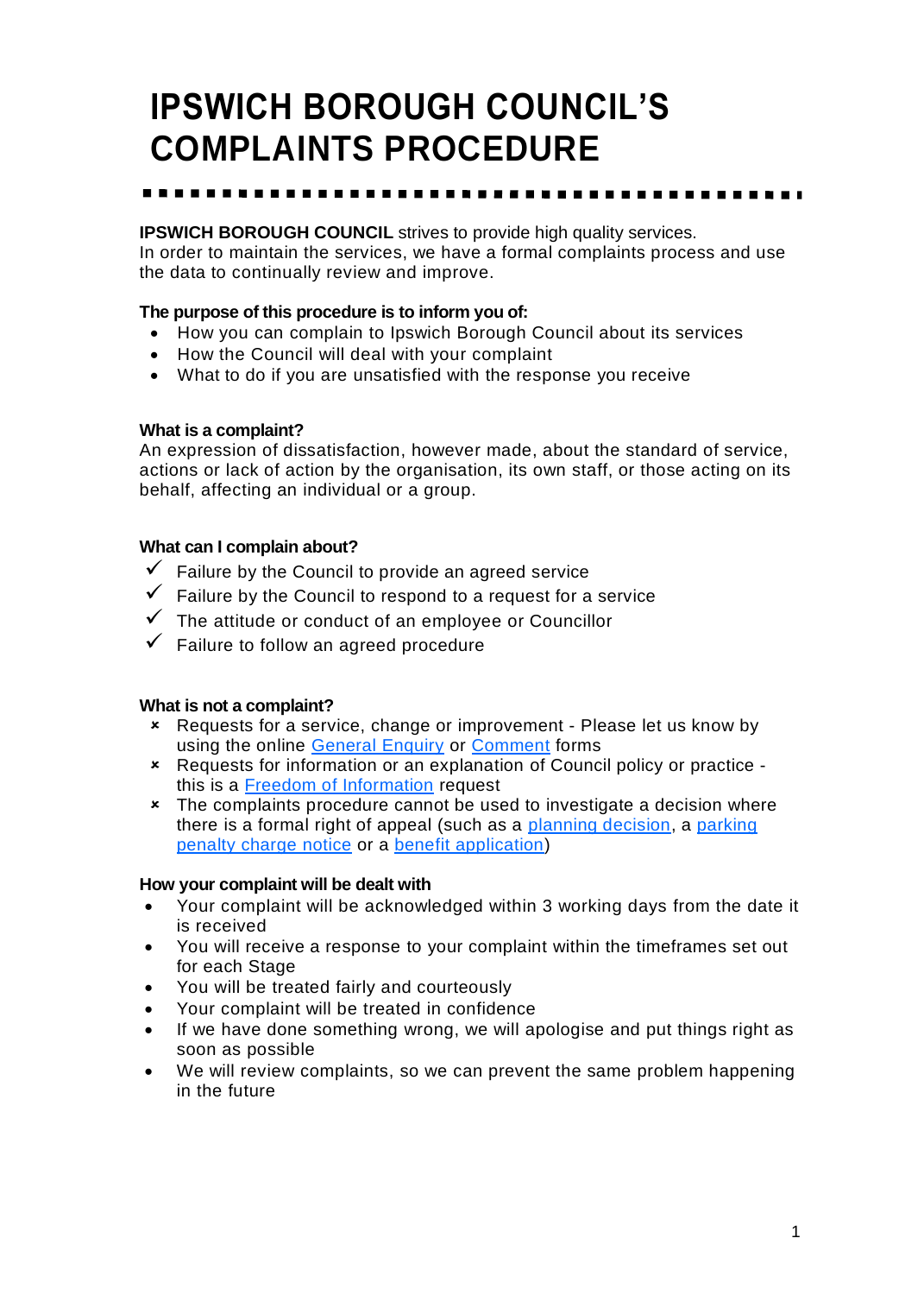# IPSWICH BOROUGH COUNCIL'S COMPLAINTS PROCEDURE

**IPSWICH BOROUGH COUNCIL** strives to provide high quality services. In order to maintain the services, we have a formal complaints process and use the data to continually review and improve.

**The purpose of this procedure is to inform you of:**

- How you can complain to Ipswich Borough Council about its services
- How the Council will deal with your complaint
- What to do if you are unsatisfied with the response you receive

**What is a complaint?**

An expression of dissatisfaction, however made, about the standard of service, actions or lack of action by the organisation, its own staff, or those acting on its behalf, affecting an individual or a group.

**What can I complain about?**

- ✓ Failure by the Council to provide an agreed service
- ✓ Failure by the Council to respond to a request for a service
- ✓ The attitude or conduct of an employee or Councillor
- ✓ Failure to follow an agreed procedure

**What is not a complaint?**

- × Requests for a service, change or improvement - Please let us know by using the online General Enquiry or Comment forms
- × Requests for information or an explanation of Council policy or practice - this is a Freedom of Information request
- × The complaints procedure cannot be used to investigate a decision where there is a formal right of appeal (such as a planning decision, a parking penalty charge notice or a benefit application)

**How your complaint will be dealt with**

- Your complaint will be acknowledged within 3 working days from the date it is received
- You will receive a response to your complaint within the timeframes set out for each Stage
- You will be treated fairly and courteously
- Your complaint will be treated in confidence
- If we have done something wrong, we will apologise and put things right as soon as possible
- We will review complaints, so we can prevent the same problem happening in the future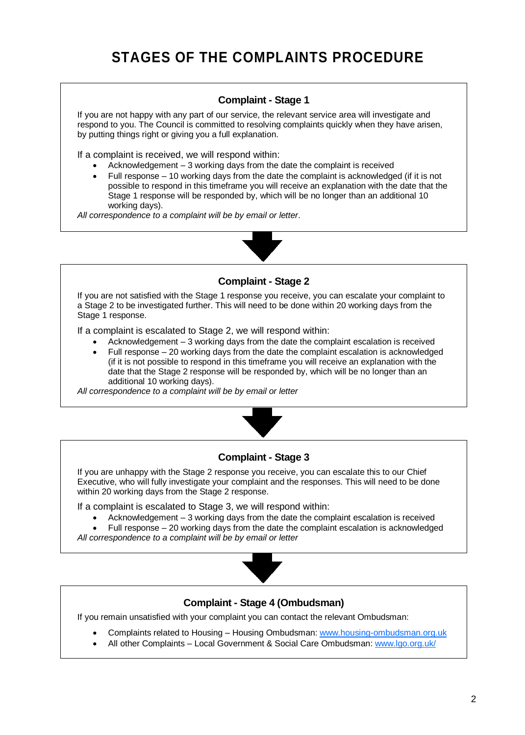# STAGES OF THE COMPLAINTS PROCEDURE

### Complaint - Stage 1

If you are not happy with any part of our service, the relevant service area will investigate and respond to you. The Council is committed to resolving complaints quickly when they have arisen, by putting things right or giving you a full explanation.

If a complaint is received, we will respond within:

- Acknowledgement – 3 working days from the date the complaint is received
- Full response – 10 working days from the date the complaint is acknowledged (if it is not possible to respond in this timeframe you will receive an explanation with the date that the Stage 1 response will be responded by, which will be no longer than an additional 10 working days).

*All correspondence to a complaint will be by email or letter*.

### Complaint - Stage 2

If you are not satisfied with the Stage 1 response you receive, you can escalate your complaint to a Stage 2 to be investigated further. This will need to be done within 20 working days from the Stage 1 response.

If a complaint is escalated to Stage 2, we will respond within:

- Acknowledgement – 3 working days from the date the complaint escalation is received
- Full response – 20 working days from the date the complaint escalation is acknowledged (if it is not possible to respond in this timeframe you will receive an explanation with the date that the Stage 2 response will be responded by, which will be no longer than an additional 10 working days).

*All correspondence to a complaint will be by email or letter*

### Complaint - Stage 3

If you are unhappy with the Stage 2 response you receive, you can escalate this to our Chief Executive, who will fully investigate your complaint and the responses. This will need to be done within 20 working days from the Stage 2 response.

If a complaint is escalated to Stage 3, we will respond within:

- Acknowledgement – 3 working days from the date the complaint escalation is received
- Full response – 20 working days from the date the complaint escalation is acknowledged

*All correspondence to a complaint will be by email or letter*

### Complaint - Stage 4 (Ombudsman)

If you remain unsatisfied with your complaint you can contact the relevant Ombudsman:

- Complaints related to Housing – Housing Ombudsman: www.housing-ombudsman.org.uk
- All other Complaints – Local Government & Social Care Ombudsman: www.lgo.org.uk/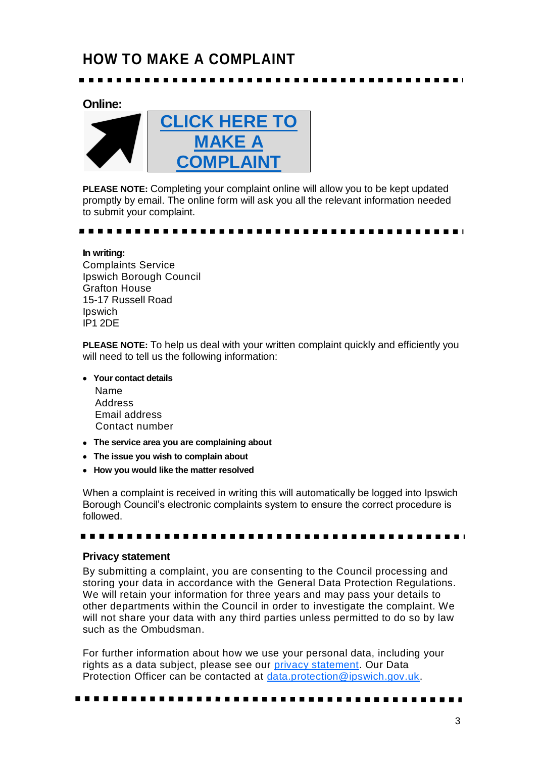# HOW TO MAKE A COMPLAINT

**Online:**

**CLICK HERE TO MAKE A COMPLAINT**

**PLEASE NOTE:** Completing your complaint online will allow you to be kept updated promptly by email. The online form will ask you all the relevant information needed to submit your complaint.

**In writing:**

Complaints Service
Ipswich Borough Council
Grafton House
15-17 Russell Road
Ipswich
IP1 2DE

**PLEASE NOTE:** To help us deal with your written complaint quickly and efficiently you will need to tell us the following information:

- **Your contact details**
  Name
  Address
  Email address
  Contact number
- **The service area you are complaining about**
- **The issue you wish to complain about**
- **How you would like the matter resolved**

When a complaint is received in writing this will automatically be logged into Ipswich Borough Council's electronic complaints system to ensure the correct procedure is followed.

## Privacy statement

By submitting a complaint, you are consenting to the Council processing and storing your data in accordance with the General Data Protection Regulations. We will retain your information for three years and may pass your details to other departments within the Council in order to investigate the complaint. We will not share your data with any third parties unless permitted to do so by law such as the Ombudsman.

For further information about how we use your personal data, including your rights as a data subject, please see our privacy statement. Our Data Protection Officer can be contacted at data.protection@ipswich.gov.uk.